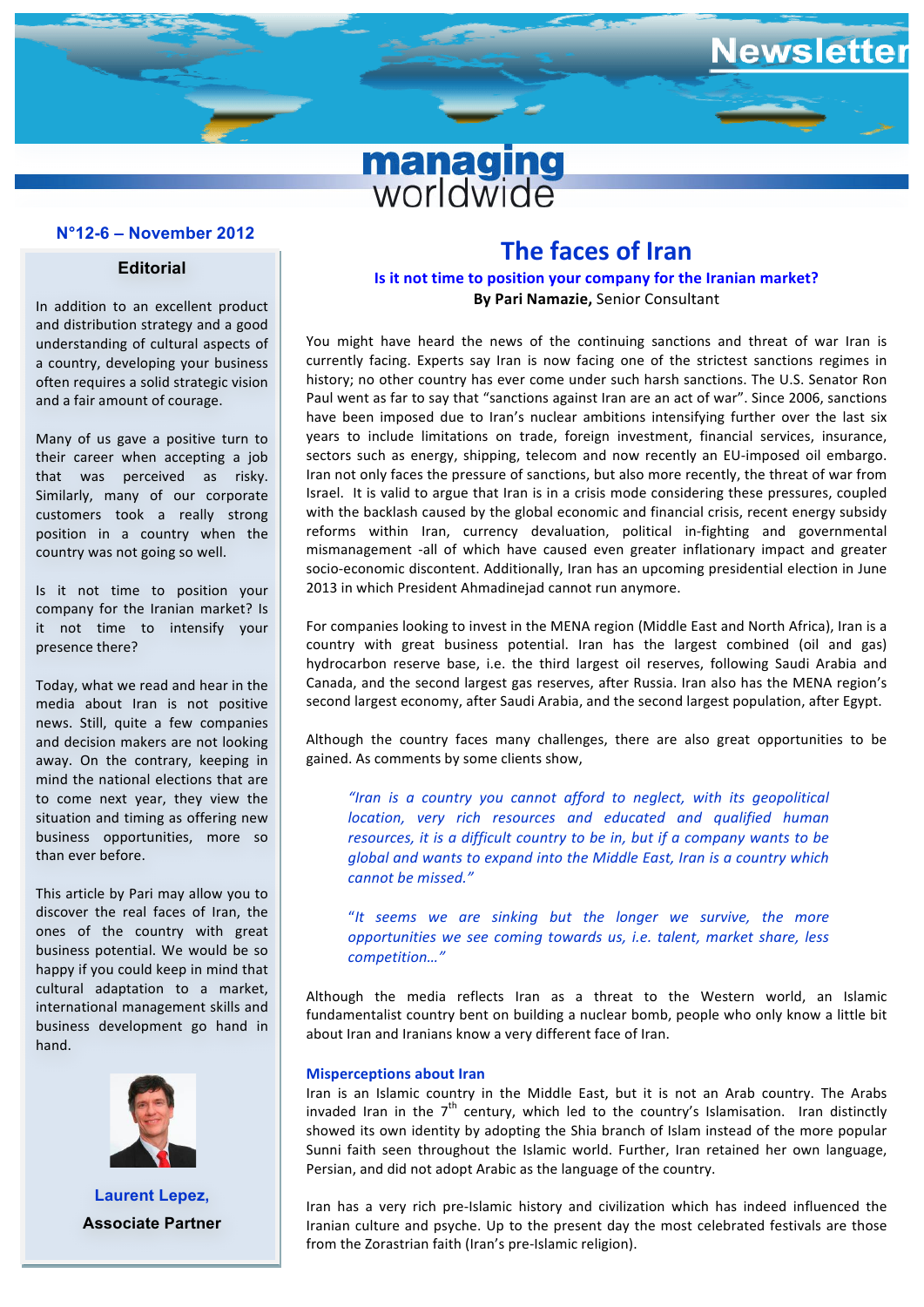# Newsletter

**managing worldwide**

**N°12-6 – November 2012**

## Editorial

In addition to an excellent product and distribution strategy and a good understanding of cultural aspects of a country, developing your business often requires a solid strategic vision and a fair amount of courage.

Many of us gave a positive turn to their career when accepting a job that was perceived as risky. Similarly, many of our corporate customers took a really strong position in a country when the country was not going so well.

Is it not time to position your company for the Iranian market? Is it not time to intensify your presence there?

Today, what we read and hear in the media about Iran is not positive news. Still, quite a few companies and decision makers are not looking away. On the contrary, keeping in mind the national elections that are to come next year, they view the situation and timing as offering new business opportunities, more so than ever before.

This article by Pari may allow you to discover the real faces of Iran, the ones of the country with great business potential. We would be so happy if you could keep in mind that cultural adaptation to a market, international management skills and business development go hand in hand.

**Laurent Lepez,**
**Associate Partner**

# The faces of Iran

**Is it not time to position your company for the Iranian market?**

**By Pari Namazie,** Senior Consultant

You might have heard the news of the continuing sanctions and threat of war Iran is currently facing. Experts say Iran is now facing one of the strictest sanctions regimes in history; no other country has ever come under such harsh sanctions. The U.S. Senator Ron Paul went as far to say that "sanctions against Iran are an act of war". Since 2006, sanctions have been imposed due to Iran's nuclear ambitions intensifying further over the last six years to include limitations on trade, foreign investment, financial services, insurance, sectors such as energy, shipping, telecom and now recently an EU-imposed oil embargo. Iran not only faces the pressure of sanctions, but also more recently, the threat of war from Israel. It is valid to argue that Iran is in a crisis mode considering these pressures, coupled with the backlash caused by the global economic and financial crisis, recent energy subsidy reforms within Iran, currency devaluation, political in-fighting and governmental mismanagement -all of which have caused even greater inflationary impact and greater socio-economic discontent. Additionally, Iran has an upcoming presidential election in June 2013 in which President Ahmadinejad cannot run anymore.

For companies looking to invest in the MENA region (Middle East and North Africa), Iran is a country with great business potential. Iran has the largest combined (oil and gas) hydrocarbon reserve base, i.e. the third largest oil reserves, following Saudi Arabia and Canada, and the second largest gas reserves, after Russia. Iran also has the MENA region's second largest economy, after Saudi Arabia, and the second largest population, after Egypt.

Although the country faces many challenges, there are also great opportunities to be gained. As comments by some clients show,

> *"Iran is a country you cannot afford to neglect, with its geopolitical location, very rich resources and educated and qualified human resources, it is a difficult country to be in, but if a company wants to be global and wants to expand into the Middle East, Iran is a country which cannot be missed."*

> *"It seems we are sinking but the longer we survive, the more opportunities we see coming towards us, i.e. talent, market share, less competition…"*

Although the media reflects Iran as a threat to the Western world, an Islamic fundamentalist country bent on building a nuclear bomb, people who only know a little bit about Iran and Iranians know a very different face of Iran.

### Misperceptions about Iran

Iran is an Islamic country in the Middle East, but it is not an Arab country. The Arabs invaded Iran in the 7th century, which led to the country's Islamisation. Iran distinctly showed its own identity by adopting the Shia branch of Islam instead of the more popular Sunni faith seen throughout the Islamic world. Further, Iran retained her own language, Persian, and did not adopt Arabic as the language of the country.

Iran has a very rich pre-Islamic history and civilization which has indeed influenced the Iranian culture and psyche. Up to the present day the most celebrated festivals are those from the Zorastrian faith (Iran's pre-Islamic religion).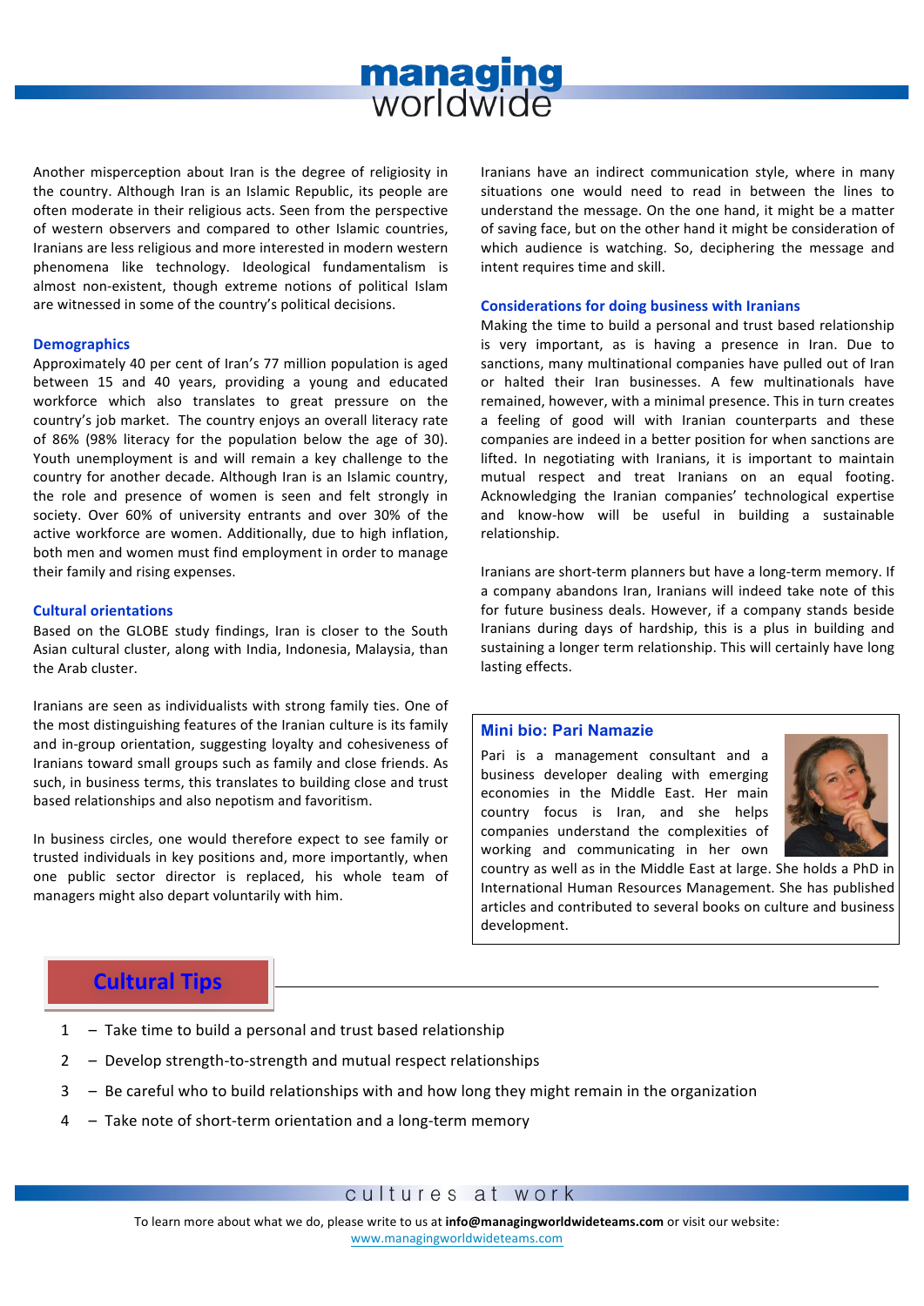Another misperception about Iran is the degree of religiosity in the country. Although Iran is an Islamic Republic, its people are often moderate in their religious acts. Seen from the perspective of western observers and compared to other Islamic countries, Iranians are less religious and more interested in modern western phenomena like technology. Ideological fundamentalism is almost non-existent, though extreme notions of political Islam are witnessed in some of the country's political decisions.

### Demographics

Approximately 40 per cent of Iran's 77 million population is aged between 15 and 40 years, providing a young and educated workforce which also translates to great pressure on the country's job market. The country enjoys an overall literacy rate of 86% (98% literacy for the population below the age of 30). Youth unemployment is and will remain a key challenge to the country for another decade. Although Iran is an Islamic country, the role and presence of women is seen and felt strongly in society. Over 60% of university entrants and over 30% of the active workforce are women. Additionally, due to high inflation, both men and women must find employment in order to manage their family and rising expenses.

### Cultural orientations

Based on the GLOBE study findings, Iran is closer to the South Asian cultural cluster, along with India, Indonesia, Malaysia, than the Arab cluster.

Iranians are seen as individualists with strong family ties. One of the most distinguishing features of the Iranian culture is its family and in-group orientation, suggesting loyalty and cohesiveness of Iranians toward small groups such as family and close friends. As such, in business terms, this translates to building close and trust based relationships and also nepotism and favoritism.

In business circles, one would therefore expect to see family or trusted individuals in key positions and, more importantly, when one public sector director is replaced, his whole team of managers might also depart voluntarily with him.

Iranians have an indirect communication style, where in many situations one would need to read in between the lines to understand the message. On the one hand, it might be a matter of saving face, but on the other hand it might be consideration of which audience is watching. So, deciphering the message and intent requires time and skill.

### Considerations for doing business with Iranians

Making the time to build a personal and trust based relationship is very important, as is having a presence in Iran. Due to sanctions, many multinational companies have pulled out of Iran or halted their Iran businesses. A few multinationals have remained, however, with a minimal presence. This in turn creates a feeling of good will with Iranian counterparts and these companies are indeed in a better position for when sanctions are lifted. In negotiating with Iranians, it is important to maintain mutual respect and treat Iranians on an equal footing. Acknowledging the Iranian companies' technological expertise and know-how will be useful in building a sustainable relationship.

Iranians are short-term planners but have a long-term memory. If a company abandons Iran, Iranians will indeed take note of this for future business deals. However, if a company stands beside Iranians during days of hardship, this is a plus in building and sustaining a longer term relationship. This will certainly have long lasting effects.

### Mini bio: Pari Namazie

Pari is a management consultant and a business developer dealing with emerging economies in the Middle East. Her main country focus is Iran, and she helps companies understand the complexities of working and communicating in her own country as well as in the Middle East at large. She holds a PhD in International Human Resources Management. She has published articles and contributed to several books on culture and business development.

## Cultural Tips

1 – Take time to build a personal and trust based relationship

2 – Develop strength-to-strength and mutual respect relationships

3 – Be careful who to build relationships with and how long they might remain in the organization

4 – Take note of short-term orientation and a long-term memory

To learn more about what we do, please write to us at **info@managingworldwideteams.com** or visit our website: www.managingworldwideteams.com